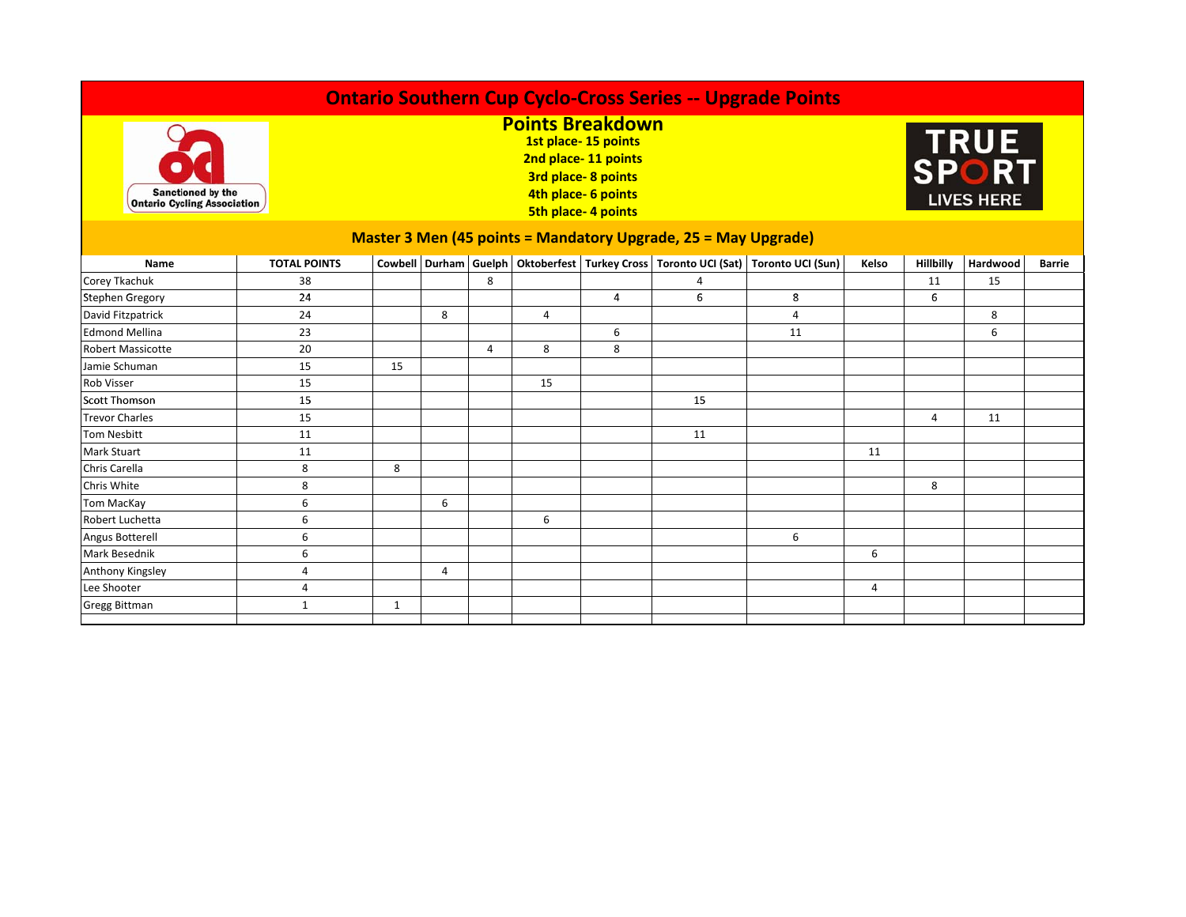# Ontario Southern Cup Cyclo-Cross Series -- Upgrade Points

Sanctioned by the Ontario Cycling Association

## Points Breakdown

**1st place- 15 points**
**2nd place- 11 points**
**3rd place- 8 points**
**4th place- 6 points**
**5th place- 4 points**

TRUE SPORT LIVES HERE

### Master 3 Men (45 points = Mandatory Upgrade, 25 = May Upgrade)

| Name | TOTAL POINTS | Cowbell | Durham | Guelph | Oktoberfest | Turkey Cross | Toronto UCI (Sat) | Toronto UCI (Sun) | Kelso | Hillbilly | Hardwood | Barrie |
|---|---|---|---|---|---|---|---|---|---|---|---|---|
| Corey Tkachuk | 38 | | | 8 | | | 4 | | | 11 | 15 | |
| Stephen Gregory | 24 | | | | | 4 | 6 | 8 | | 6 | | |
| David Fitzpatrick | 24 | | 8 | | 4 | | | 4 | | | 8 | |
| Edmond Mellina | 23 | | | | | 6 | | 11 | | | 6 | |
| Robert Massicotte | 20 | | | 4 | 8 | 8 | | | | | | |
| Jamie Schuman | 15 | 15 | | | | | | | | | | |
| Rob Visser | 15 | | | | 15 | | | | | | | |
| Scott Thomson | 15 | | | | | | 15 | | | | | |
| Trevor Charles | 15 | | | | | | | | | 4 | 11 | |
| Tom Nesbitt | 11 | | | | | | 11 | | | | | |
| Mark Stuart | 11 | | | | | | | | 11 | | | |
| Chris Carella | 8 | 8 | | | | | | | | | | |
| Chris White | 8 | | | | | | | | | 8 | | |
| Tom MacKay | 6 | | 6 | | | | | | | | | |
| Robert Luchetta | 6 | | | | 6 | | | | | | | |
| Angus Botterell | 6 | | | | | | | 6 | | | | |
| Mark Besednik | 6 | | | | | | | | 6 | | | |
| Anthony Kingsley | 4 | | 4 | | | | | | | | | |
| Lee Shooter | 4 | | | | | | | | 4 | | | |
| Gregg Bittman | 1 | 1 | | | | | | | | | | |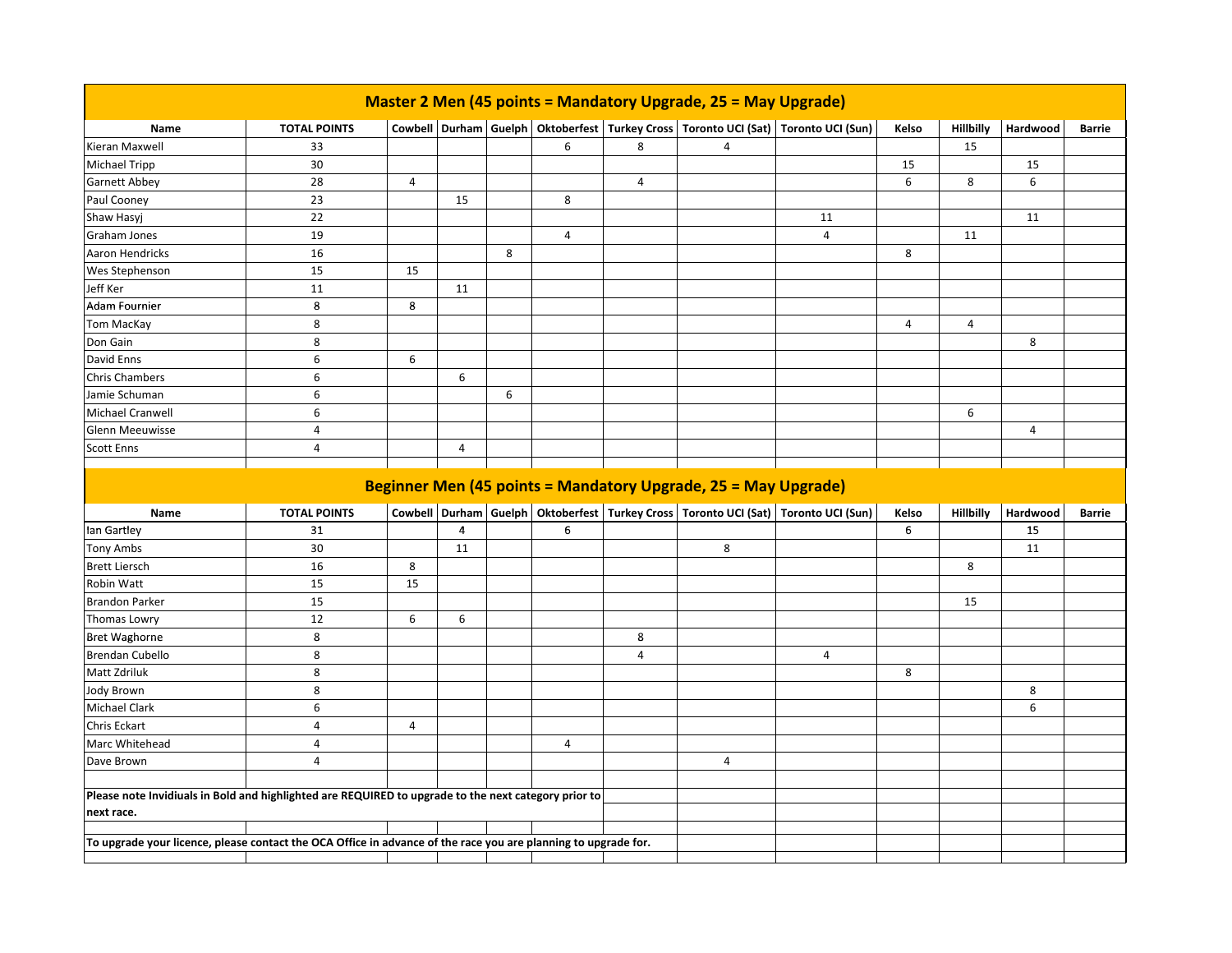## Master 2 Men (45 points = Mandatory Upgrade, 25 = May Upgrade)

| Name | TOTAL POINTS | Cowbell | Durham | Guelph | Oktoberfest | Turkey Cross | Toronto UCI (Sat) | Toronto UCI (Sun) | Kelso | Hillbilly | Hardwood | Barrie |
|---|---|---|---|---|---|---|---|---|---|---|---|---|
| Kieran Maxwell | 33 | | | | 6 | 8 | 4 | | | 15 | | |
| Michael Tripp | 30 | | | | | | | | 15 | | 15 | |
| Garnett Abbey | 28 | 4 | | | | 4 | | | 6 | 8 | 6 | |
| Paul Cooney | 23 | | 15 | | 8 | | | | | | | |
| Shaw Hasyj | 22 | | | | | | | 11 | | | 11 | |
| Graham Jones | 19 | | | | 4 | | | 4 | | 11 | | |
| Aaron Hendricks | 16 | | | 8 | | | | | 8 | | | |
| Wes Stephenson | 15 | 15 | | | | | | | | | | |
| Jeff Ker | 11 | | 11 | | | | | | | | | |
| Adam Fournier | 8 | 8 | | | | | | | | | | |
| Tom MacKay | 8 | | | | | | | | 4 | 4 | | |
| Don Gain | 8 | | | | | | | | | | 8 | |
| David Enns | 6 | 6 | | | | | | | | | | |
| Chris Chambers | 6 | | 6 | | | | | | | | | |
| Jamie Schuman | 6 | | | 6 | | | | | | | | |
| Michael Cranwell | 6 | | | | | | | | | 6 | | |
| Glenn Meeuwisse | 4 | | | | | | | | | | 4 | |
| Scott Enns | 4 | | 4 | | | | | | | | | |

## Beginner Men (45 points = Mandatory Upgrade, 25 = May Upgrade)

| Name | TOTAL POINTS | Cowbell | Durham | Guelph | Oktoberfest | Turkey Cross | Toronto UCI (Sat) | Toronto UCI (Sun) | Kelso | Hillbilly | Hardwood | Barrie |
|---|---|---|---|---|---|---|---|---|---|---|---|---|
| Ian Gartley | 31 | | 4 | | 6 | | | | 6 | | 15 | |
| Tony Ambs | 30 | | 11 | | | | 8 | | | | 11 | |
| Brett Liersch | 16 | 8 | | | | | | | | 8 | | |
| Robin Watt | 15 | 15 | | | | | | | | | | |
| Brandon Parker | 15 | | | | | | | | | 15 | | |
| Thomas Lowry | 12 | 6 | 6 | | | | | | | | | |
| Bret Waghorne | 8 | | | | | 8 | | | | | | |
| Brendan Cubello | 8 | | | | | 4 | | 4 | | | | |
| Matt Zdriluk | 8 | | | | | | | | 8 | | | |
| Jody Brown | 8 | | | | | | | | | | 8 | |
| Michael Clark | 6 | | | | | | | | | | 6 | |
| Chris Eckart | 4 | 4 | | | | | | | | | | |
| Marc Whitehead | 4 | | | | 4 | | | | | | | |
| Dave Brown | 4 | | | | | | 4 | | | | | |

**Please note Invidiuals in Bold and highlighted are REQUIRED to upgrade to the next category prior to next race.**

**To upgrade your licence, please contact the OCA Office in advance of the race you are planning to upgrade for.**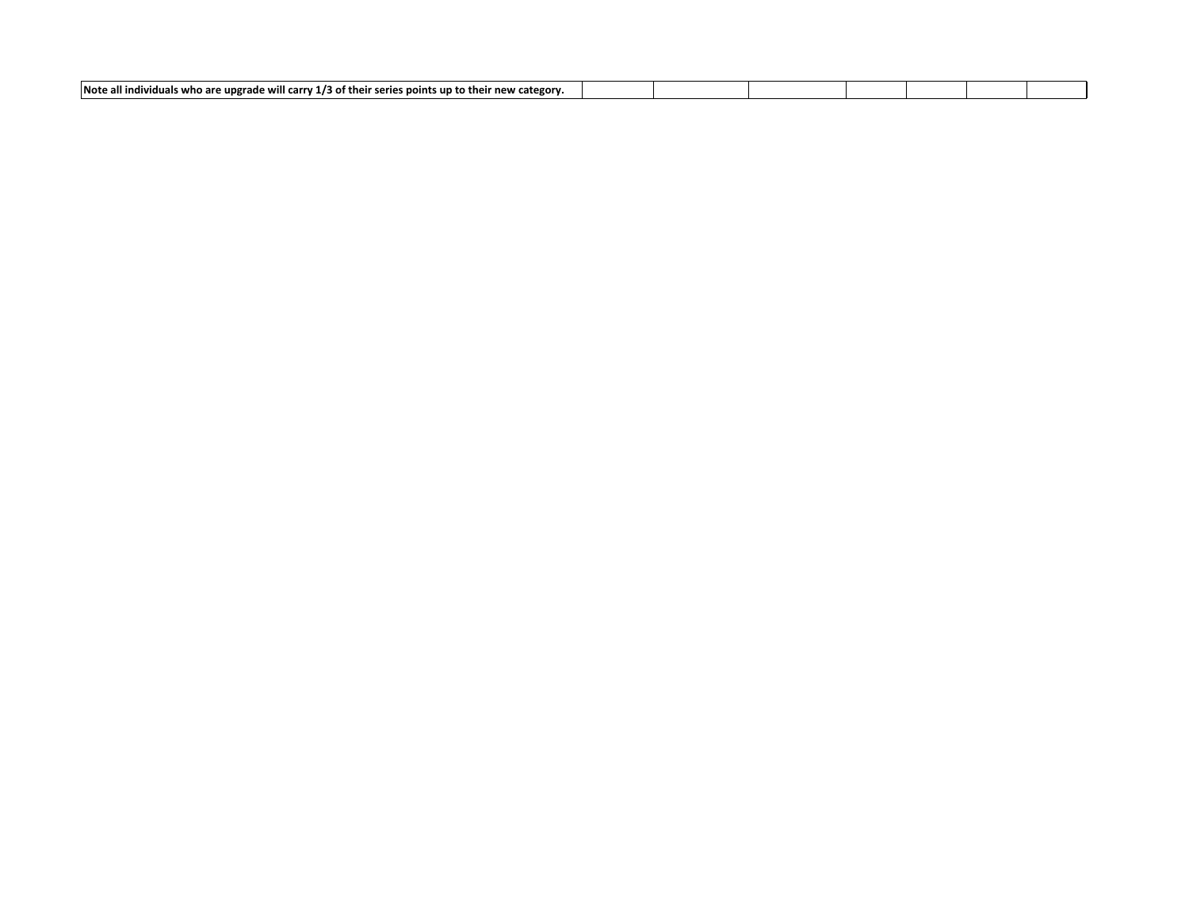| | | | | | | | |
|---|---|---|---|---|---|---|---|
| **Note all individuals who are upgrade will carry 1/3 of their series points up to their new category.** | | | | | | | |